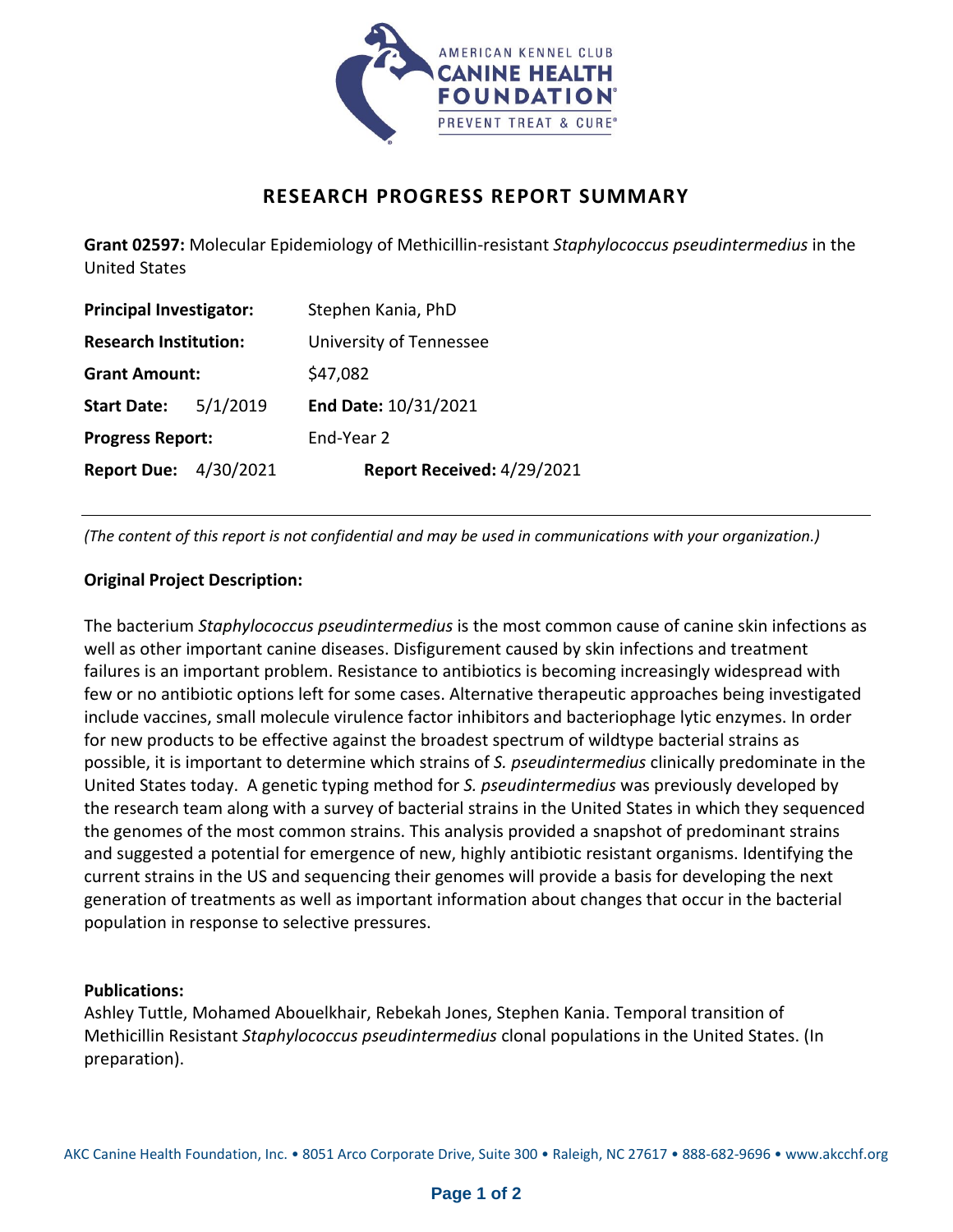# RESEARCH PROGRESS REPORT SUMMARY

**Grant 02597:** Molecular Epidemiology of Methicillin-resistant *Staphylococcus pseudintermedius* in the United States

**Principal Investigator:** Stephen Kania, PhD

**Research Institution:** University of Tennessee

**Grant Amount:** $47,082

**Start Date:** 5/1/2019 **End Date:** 10/31/2021

**Progress Report:** End-Year 2

**Report Due:** 4/30/2021 **Report Received:** 4/29/2021

---

*(The content of this report is not confidential and may be used in communications with your organization.)*

**Original Project Description:**

The bacterium *Staphylococcus pseudintermedius* is the most common cause of canine skin infections as well as other important canine diseases. Disfigurement caused by skin infections and treatment failures is an important problem. Resistance to antibiotics is becoming increasingly widespread with few or no antibiotic options left for some cases. Alternative therapeutic approaches being investigated include vaccines, small molecule virulence factor inhibitors and bacteriophage lytic enzymes. In order for new products to be effective against the broadest spectrum of wildtype bacterial strains as possible, it is important to determine which strains of *S. pseudintermedius* clinically predominate in the United States today. A genetic typing method for *S. pseudintermedius* was previously developed by the research team along with a survey of bacterial strains in the United States in which they sequenced the genomes of the most common strains. This analysis provided a snapshot of predominant strains and suggested a potential for emergence of new, highly antibiotic resistant organisms. Identifying the current strains in the US and sequencing their genomes will provide a basis for developing the next generation of treatments as well as important information about changes that occur in the bacterial population in response to selective pressures.

**Publications:**

Ashley Tuttle, Mohamed Abouelkhair, Rebekah Jones, Stephen Kania. Temporal transition of Methicillin Resistant *Staphylococcus pseudintermedius* clonal populations in the United States. (In preparation).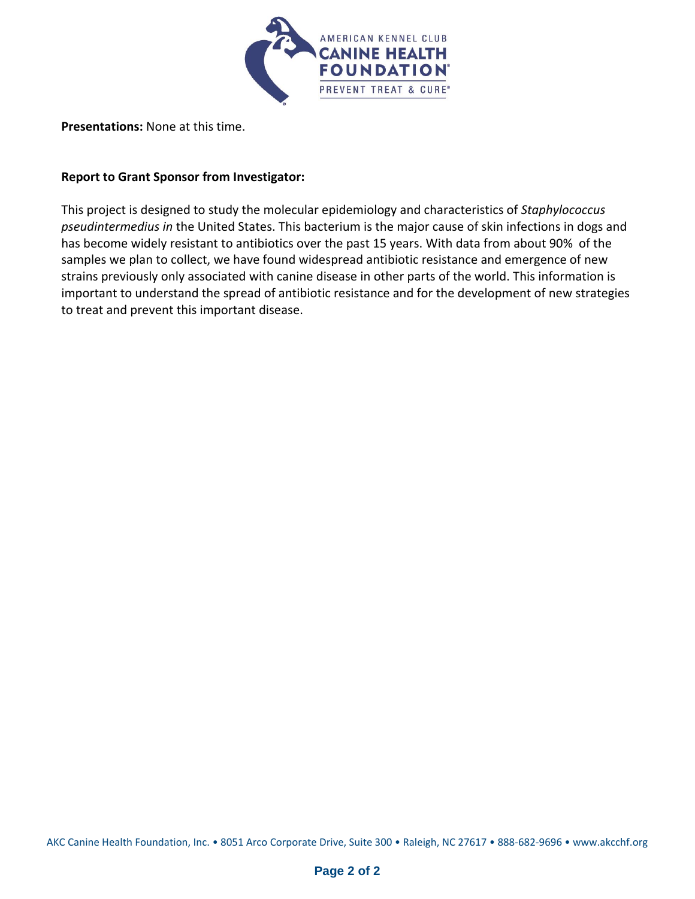**Presentations:** None at this time.

**Report to Grant Sponsor from Investigator:**

This project is designed to study the molecular epidemiology and characteristics of *Staphylococcus pseudintermedius in* the United States. This bacterium is the major cause of skin infections in dogs and has become widely resistant to antibiotics over the past 15 years. With data from about 90% of the samples we plan to collect, we have found widespread antibiotic resistance and emergence of new strains previously only associated with canine disease in other parts of the world. This information is important to understand the spread of antibiotic resistance and for the development of new strategies to treat and prevent this important disease.